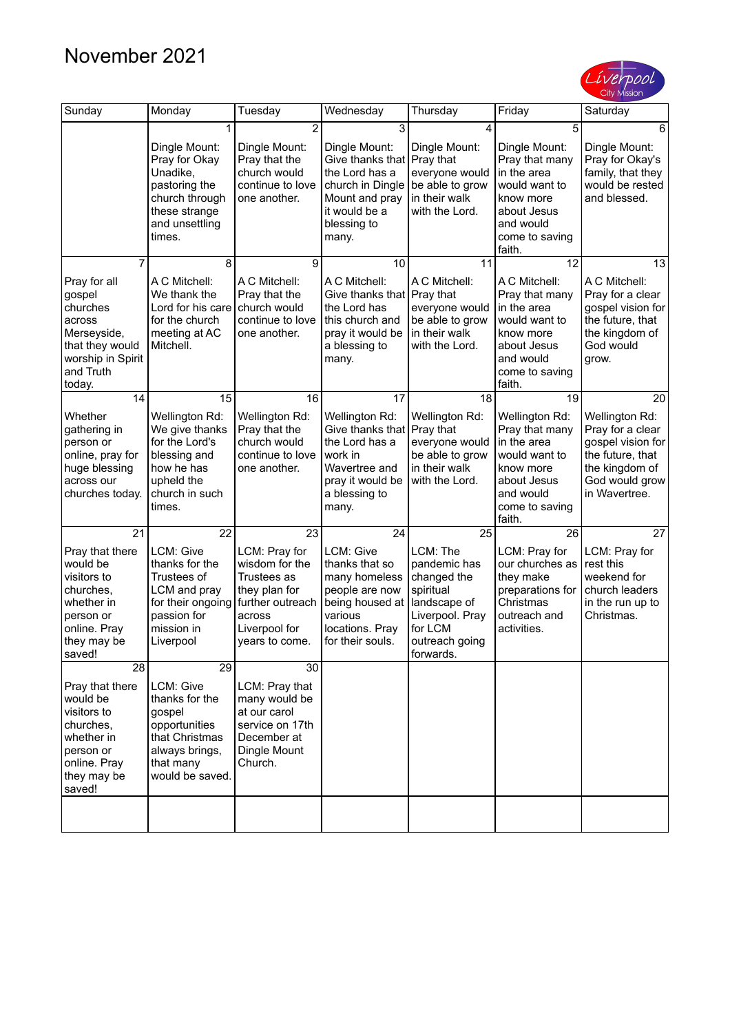# November 2021

Liverpool City Mission

| Sunday | Monday | Tuesday | Wednesday | Thursday | Friday | Saturday |
|---|---|---|---|---|---|---|
| | 1 Dingle Mount: Pray for Okay Unadike, pastoring the church through these strange and unsettling times. | 2 Dingle Mount: Pray that the church would continue to love one another. | 3 Dingle Mount: Give thanks that the Lord has a church in Dingle Mount and pray it would be a blessing to many. | 4 Dingle Mount: Pray that everyone would be able to grow in their walk with the Lord. | 5 Dingle Mount: Pray that many in the area would want to know more about Jesus and would come to saving faith. | 6 Dingle Mount: Pray for Okay's family, that they would be rested and blessed. |
| 7 Pray for all gospel churches across Merseyside, that they would worship in Spirit and Truth today. | 8 A C Mitchell: We thank the Lord for his care for the church meeting at AC Mitchell. | 9 A C Mitchell: Pray that the church would continue to love one another. | 10 A C Mitchell: Give thanks that the Lord has this church and pray it would be a blessing to many. | 11 A C Mitchell: Pray that everyone would be able to grow in their walk with the Lord. | 12 A C Mitchell: Pray that many in the area would want to know more about Jesus and would come to saving faith. | 13 A C Mitchell: Pray for a clear gospel vision for the future, that the kingdom of God would grow. |
| 14 Whether gathering in person or online, pray for huge blessing across our churches today. | 15 Wellington Rd: We give thanks for the Lord's blessing and how he has upheld the church in such times. | 16 Wellington Rd: Pray that the church would continue to love one another. | 17 Wellington Rd: Give thanks that the Lord has a work in Wavertree and pray it would be a blessing to many. | 18 Wellington Rd: Pray that everyone would be able to grow in their walk with the Lord. | 19 Wellington Rd: Pray that many in the area would want to know more about Jesus and would come to saving faith. | 20 Wellington Rd: Pray for a clear gospel vision for the future, that the kingdom of God would grow in Wavertree. |
| 21 Pray that there would be visitors to churches, whether in person or online. Pray they may be saved! | 22 LCM: Give thanks for the Trustees of LCM and pray for their ongoing passion for mission in Liverpool | 23 LCM: Pray for wisdom for the Trustees as they plan for further outreach across Liverpool for years to come. | 24 LCM: Give thanks that so many homeless people are now being housed at various locations. Pray for their souls. | 25 LCM: The pandemic has changed the spiritual landscape of Liverpool. Pray for LCM outreach going forwards. | 26 LCM: Pray for our churches as they make preparations for Christmas outreach and activities. | 27 LCM: Pray for rest this weekend for church leaders in the run up to Christmas. |
| 28 Pray that there would be visitors to churches, whether in person or online. Pray they may be saved! | 29 LCM: Give thanks for the gospel opportunities that Christmas always brings, that many would be saved. | 30 LCM: Pray that many would be at our carol service on 17th December at Dingle Mount Church. | | | | |
| | | | | | | |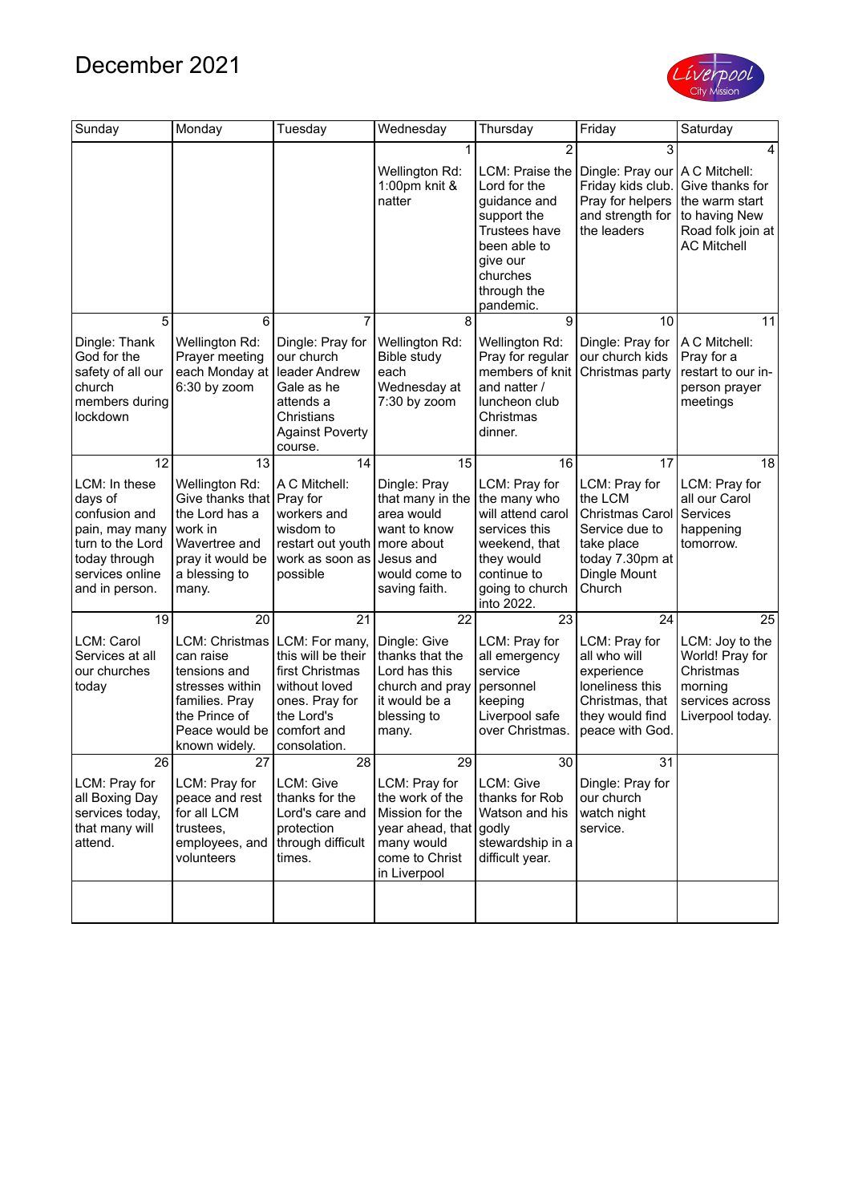# December 2021

| Sunday | Monday | Tuesday | Wednesday | Thursday | Friday | Saturday |
|---|---|---|---|---|---|---|
| | | | 1 Wellington Rd: 1:00pm knit & natter | 2 LCM: Praise the Lord for the guidance and support the Trustees have been able to give our churches through the pandemic. | 3 Dingle: Pray our Friday kids club. Pray for helpers and strength for the leaders | 4 A C Mitchell: Give thanks for the warm start to having New Road folk join at AC Mitchell |
| 5 Dingle: Thank God for the safety of all our church members during lockdown | 6 Wellington Rd: Prayer meeting each Monday at 6:30 by zoom | 7 Dingle: Pray for our church leader Andrew Gale as he attends a Christians Against Poverty course. | 8 Wellington Rd: Bible study each Wednesday at 7:30 by zoom | 9 Wellington Rd: Pray for regular members of knit and natter / luncheon club Christmas dinner. | 10 Dingle: Pray for our church kids Christmas party | 11 A C Mitchell: Pray for a restart to our in-person prayer meetings |
| 12 LCM: In these days of confusion and pain, may many turn to the Lord today through services online and in person. | 13 Wellington Rd: Give thanks that the Lord has a work in Wavertree and pray it would be a blessing to many. | 14 A C Mitchell: Pray for workers and wisdom to restart out youth work as soon as possible | 15 Dingle: Pray that many in the area would want to know more about Jesus and would come to saving faith. | 16 LCM: Pray for the many who will attend carol services this weekend, that they would continue to going to church into 2022. | 17 LCM: Pray for the LCM Christmas Carol Service due to take place today 7.30pm at Dingle Mount Church | 18 LCM: Pray for all our Carol Services happening tomorrow. |
| 19 LCM: Carol Services at all our churches today | 20 LCM: Christmas can raise tensions and stresses within families. Pray the Prince of Peace would be known widely. | 21 LCM: For many, this will be their first Christmas without loved ones. Pray for the Lord's comfort and consolation. | 22 Dingle: Give thanks that the Lord has this church and pray it would be a blessing to many. | 23 LCM: Pray for all emergency service personnel keeping Liverpool safe over Christmas. | 24 LCM: Pray for all who will experience loneliness this Christmas, that they would find peace with God. | 25 LCM: Joy to the World! Pray for Christmas morning services across Liverpool today. |
| 26 LCM: Pray for all Boxing Day services today, that many will attend. | 27 LCM: Pray for peace and rest for all LCM trustees, employees, and volunteers | 28 LCM: Give thanks for the Lord's care and protection through difficult times. | 29 LCM: Pray for the work of the Mission for the year ahead, that many would come to Christ in Liverpool | 30 LCM: Give thanks for Rob Watson and his godly stewardship in a difficult year. | 31 Dingle: Pray for our church watch night service. | |
| | | | | | | |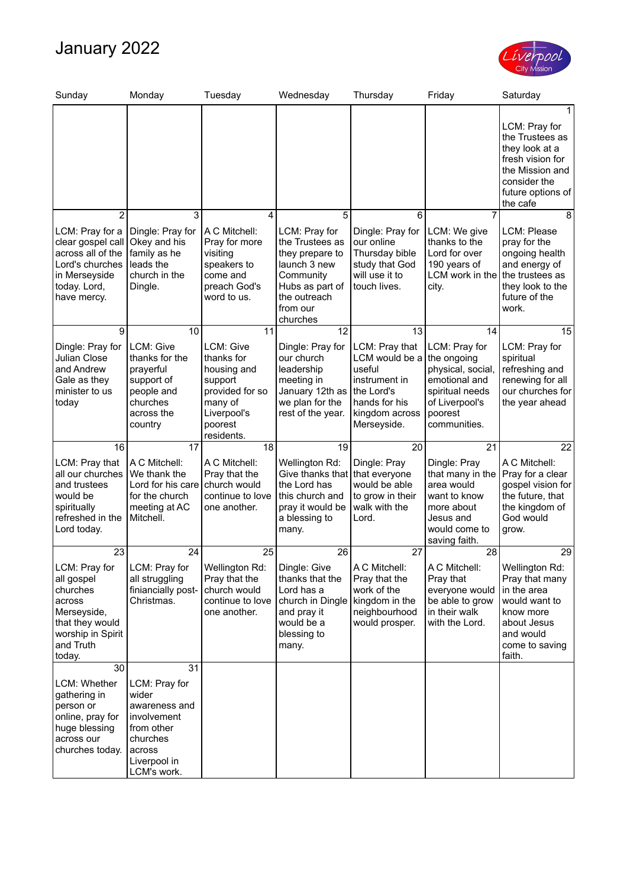# January 2022

Liverpool City Mission

| Sunday | Monday | Tuesday | Wednesday | Thursday | Friday | Saturday |
|---|---|---|---|---|---|---|
| | | | | | | 1 LCM: Pray for the Trustees as they look at a fresh vision for the Mission and consider the future options of the cafe |
| 2 LCM: Pray for a clear gospel call across all of the Lord's churches in Merseyside today. Lord, have mercy. | 3 Dingle: Pray for Okey and his family as he leads the church in the Dingle. | 4 A C Mitchell: Pray for more visiting speakers to come and preach God's word to us. | 5 LCM: Pray for the Trustees as they prepare to launch 3 new Community Hubs as part of the outreach from our churches | 6 Dingle: Pray for our online Thursday bible study that God will use it to touch lives. | 7 LCM: We give thanks to the Lord for over 190 years of LCM work in the city. | 8 LCM: Please pray for the ongoing health and energy of the trustees as they look to the future of the work. |
| 9 Dingle: Pray for Julian Close and Andrew Gale as they minister to us today | 10 LCM: Give thanks for the prayerful support of people and churches across the country | 11 LCM: Give thanks for housing and support provided for so many of Liverpool's poorest residents. | 12 Dingle: Pray for our church leadership meeting in January 12th as we plan for the rest of the year. | 13 LCM: Pray that LCM would be a useful instrument in the Lord's hands for his kingdom across Merseyside. | 14 LCM: Pray for the ongoing physical, social, emotional and spiritual needs of Liverpool's poorest communities. | 15 LCM: Pray for spiritual refreshing and renewing for all our churches for the year ahead |
| 16 LCM: Pray that all our churches and trustees would be spiritually refreshed in the Lord today. | 17 A C Mitchell: We thank the Lord for his care for the church meeting at AC Mitchell. | 18 A C Mitchell: Pray that the church would continue to love one another. | 19 Wellington Rd: Give thanks that the Lord has this church and pray it would be a blessing to many. | 20 Dingle: Pray that everyone would be able to grow in their walk with the Lord. | 21 Dingle: Pray that many in the area would want to know more about Jesus and would come to saving faith. | 22 A C Mitchell: Pray for a clear gospel vision for the future, that the kingdom of God would grow. |
| 23 LCM: Pray for all gospel churches across Merseyside, that they would worship in Spirit and Truth today. | 24 LCM: Pray for all struggling finiancially post-Christmas. | 25 Wellington Rd: Pray that the church would continue to love one another. | 26 Dingle: Give thanks that the Lord has a church in Dingle and pray it would be a blessing to many. | 27 A C Mitchell: Pray that the work of the kingdom in the neighbourhood would prosper. | 28 A C Mitchell: Pray that everyone would be able to grow in their walk with the Lord. | 29 Wellington Rd: Pray that many in the area would want to know more about Jesus and would come to saving faith. |
| 30 LCM: Whether gathering in person or online, pray for huge blessing across our churches today. | 31 LCM: Pray for wider awareness and involvement from other churches across Liverpool in LCM's work. | | | | | |